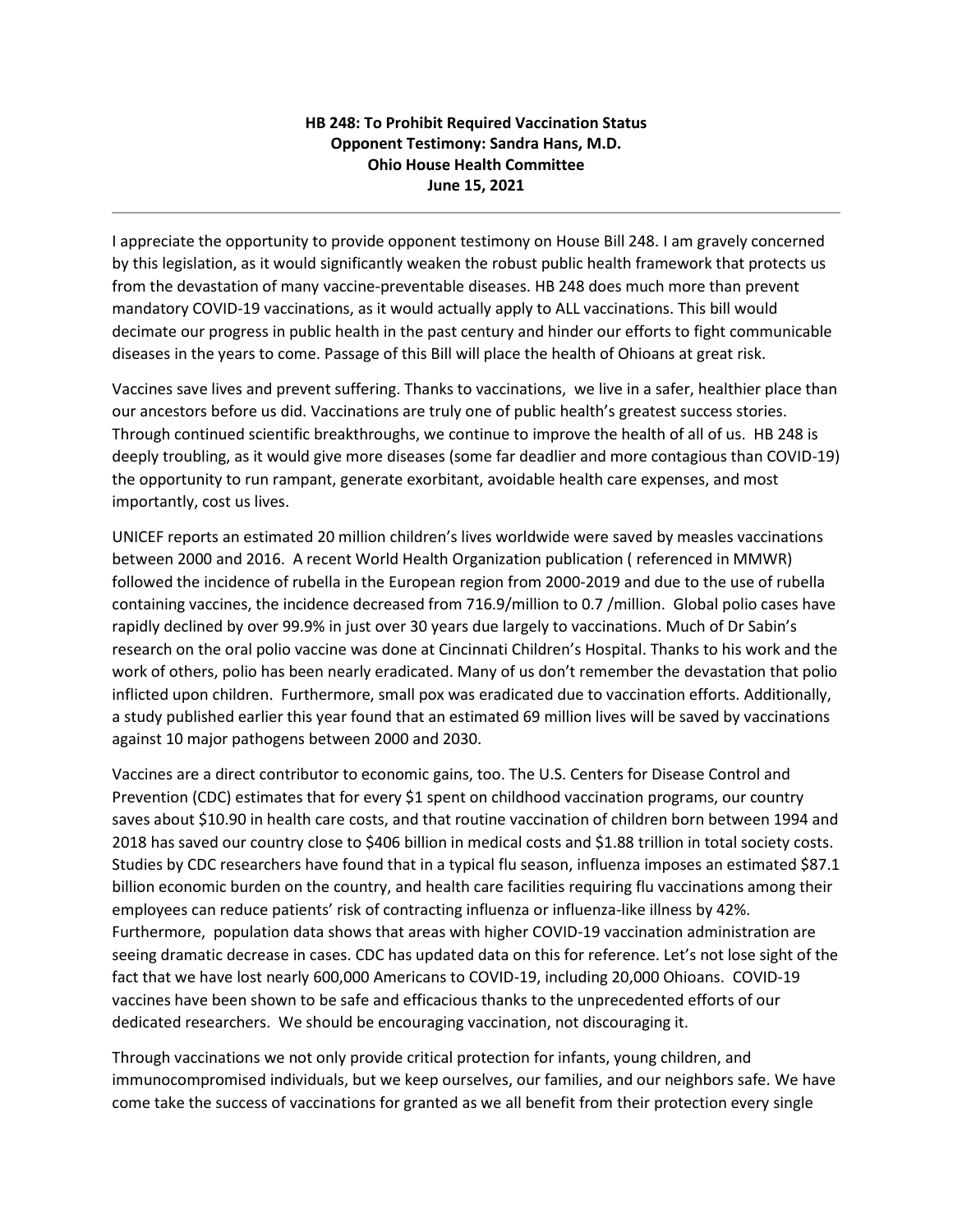**HB 248: To Prohibit Required Vaccination Status**
**Opponent Testimony: Sandra Hans, M.D.**
**Ohio House Health Committee**
**June 15, 2021**

---

I appreciate the opportunity to provide opponent testimony on House Bill 248. I am gravely concerned by this legislation, as it would significantly weaken the robust public health framework that protects us from the devastation of many vaccine-preventable diseases. HB 248 does much more than prevent mandatory COVID-19 vaccinations, as it would actually apply to ALL vaccinations. This bill would decimate our progress in public health in the past century and hinder our efforts to fight communicable diseases in the years to come. Passage of this Bill will place the health of Ohioans at great risk.

Vaccines save lives and prevent suffering. Thanks to vaccinations, we live in a safer, healthier place than our ancestors before us did. Vaccinations are truly one of public health's greatest success stories. Through continued scientific breakthroughs, we continue to improve the health of all of us. HB 248 is deeply troubling, as it would give more diseases (some far deadlier and more contagious than COVID-19) the opportunity to run rampant, generate exorbitant, avoidable health care expenses, and most importantly, cost us lives.

UNICEF reports an estimated 20 million children's lives worldwide were saved by measles vaccinations between 2000 and 2016. A recent World Health Organization publication ( referenced in MMWR) followed the incidence of rubella in the European region from 2000-2019 and due to the use of rubella containing vaccines, the incidence decreased from 716.9/million to 0.7 /million. Global polio cases have rapidly declined by over 99.9% in just over 30 years due largely to vaccinations. Much of Dr Sabin's research on the oral polio vaccine was done at Cincinnati Children's Hospital. Thanks to his work and the work of others, polio has been nearly eradicated. Many of us don't remember the devastation that polio inflicted upon children. Furthermore, small pox was eradicated due to vaccination efforts. Additionally, a study published earlier this year found that an estimated 69 million lives will be saved by vaccinations against 10 major pathogens between 2000 and 2030.

Vaccines are a direct contributor to economic gains, too. The U.S. Centers for Disease Control and Prevention (CDC) estimates that for every $1 spent on childhood vaccination programs, our country saves about $10.90 in health care costs, and that routine vaccination of children born between 1994 and 2018 has saved our country close to $406 billion in medical costs and $1.88 trillion in total society costs. Studies by CDC researchers have found that in a typical flu season, influenza imposes an estimated $87.1 billion economic burden on the country, and health care facilities requiring flu vaccinations among their employees can reduce patients' risk of contracting influenza or influenza-like illness by 42%. Furthermore, population data shows that areas with higher COVID-19 vaccination administration are seeing dramatic decrease in cases. CDC has updated data on this for reference. Let's not lose sight of the fact that we have lost nearly 600,000 Americans to COVID-19, including 20,000 Ohioans. COVID-19 vaccines have been shown to be safe and efficacious thanks to the unprecedented efforts of our dedicated researchers. We should be encouraging vaccination, not discouraging it.

Through vaccinations we not only provide critical protection for infants, young children, and immunocompromised individuals, but we keep ourselves, our families, and our neighbors safe. We have come take the success of vaccinations for granted as we all benefit from their protection every single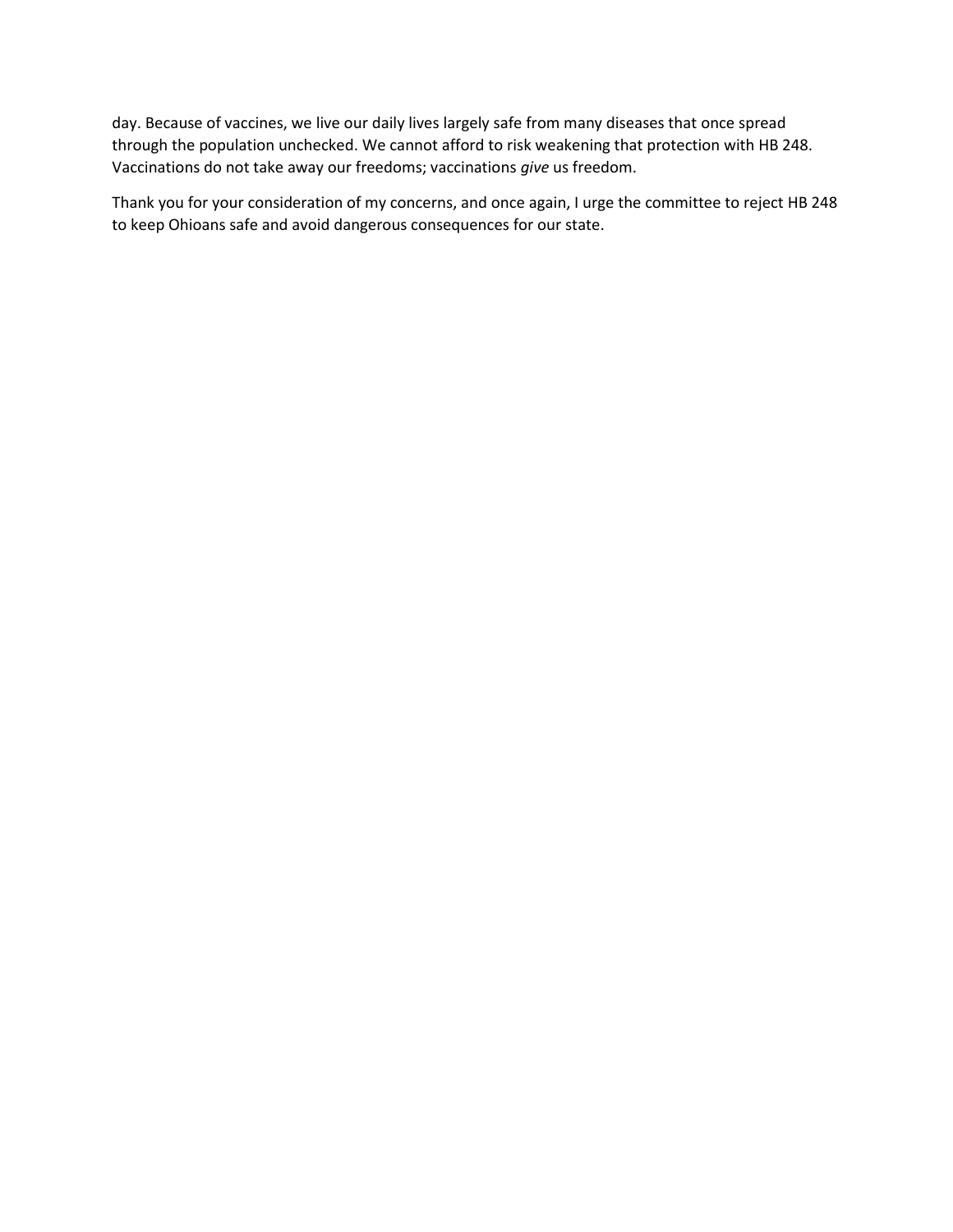day. Because of vaccines, we live our daily lives largely safe from many diseases that once spread through the population unchecked. We cannot afford to risk weakening that protection with HB 248. Vaccinations do not take away our freedoms; vaccinations *give* us freedom.

Thank you for your consideration of my concerns, and once again, I urge the committee to reject HB 248 to keep Ohioans safe and avoid dangerous consequences for our state.